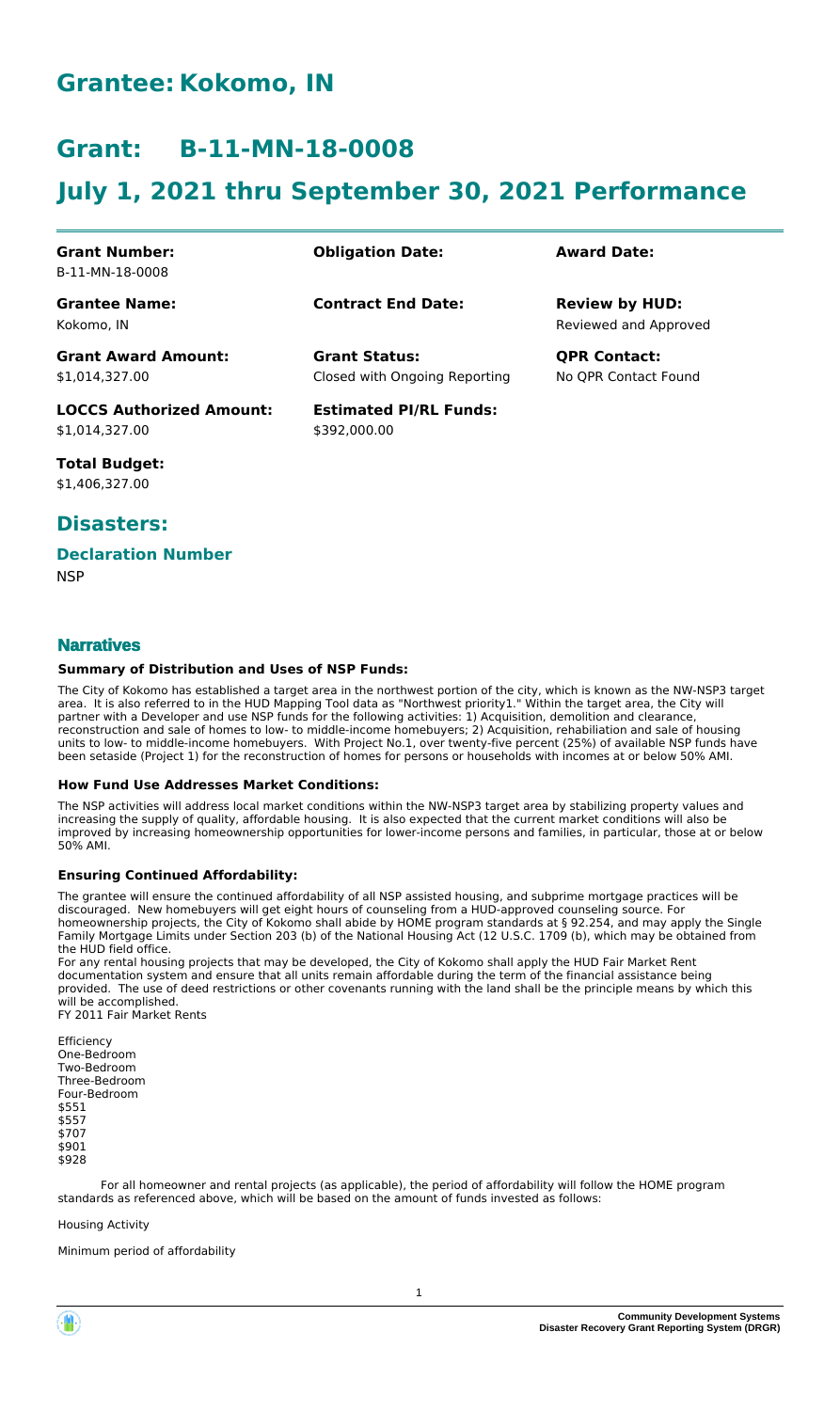# Grantee: Kokomo, IN

# Grant: B-11-MN-18-0008

# July 1, 2021 thru September 30, 2021 Performance

| | | |
|---|---|---|
| **Grant Number:**<br>B-11-MN-18-0008 | **Obligation Date:** | **Award Date:** |
| **Grantee Name:**<br>Kokomo, IN | **Contract End Date:** | **Review by HUD:**<br>Reviewed and Approved |
| **Grant Award Amount:**<br>$1,014,327.00 | **Grant Status:**<br>Closed with Ongoing Reporting | **QPR Contact:**<br>No QPR Contact Found |
| **LOCCS Authorized Amount:**<br>$1,014,327.00 | **Estimated PI/RL Funds:**<br>$392,000.00 | |
| **Total Budget:**<br>$1,406,327.00 | | |

## Disasters:

### Declaration Number

NSP

### Narratives

#### Summary of Distribution and Uses of NSP Funds:

The City of Kokomo has established a target area in the northwest portion of the city, which is known as the NW-NSP3 target area. It is also referred to in the HUD Mapping Tool data as "Northwest priority1." Within the target area, the City will partner with a Developer and use NSP funds for the following activities: 1) Acquisition, demolition and clearance, reconstruction and sale of homes to low- to middle-income homebuyers; 2) Acquisition, rehabiliation and sale of housing units to low- to middle-income homebuyers. With Project No.1, over twenty-five percent (25%) of available NSP funds have been setaside (Project 1) for the reconstruction of homes for persons or households with incomes at or below 50% AMI.

#### How Fund Use Addresses Market Conditions:

The NSP activities will address local market conditions within the NW-NSP3 target area by stabilizing property values and increasing the supply of quality, affordable housing. It is also expected that the current market conditions will also be improved by increasing homeownership opportunities for lower-income persons and families, in particular, those at or below 50% AMI.

#### Ensuring Continued Affordability:

The grantee will ensure the continued affordability of all NSP assisted housing, and subprime mortgage practices will be discouraged. New homebuyers will get eight hours of counseling from a HUD-approved counseling source. For homeownership projects, the City of Kokomo shall abide by HOME program standards at § 92.254, and may apply the Single Family Mortgage Limits under Section 203 (b) of the National Housing Act (12 U.S.C. 1709 (b), which may be obtained from the HUD field office.

For any rental housing projects that may be developed, the City of Kokomo shall apply the HUD Fair Market Rent documentation system and ensure that all units remain affordable during the term of the financial assistance being provided. The use of deed restrictions or other covenants running with the land shall be the principle means by which this will be accomplished.

FY 2011 Fair Market Rents

Efficiency
One-Bedroom
Two-Bedroom
Three-Bedroom
Four-Bedroom
$551
$557
$707
$901
$928

For all homeowner and rental projects (as applicable), the period of affordability will follow the HOME program standards as referenced above, which will be based on the amount of funds invested as follows:

Housing Activity

Minimum period of affordability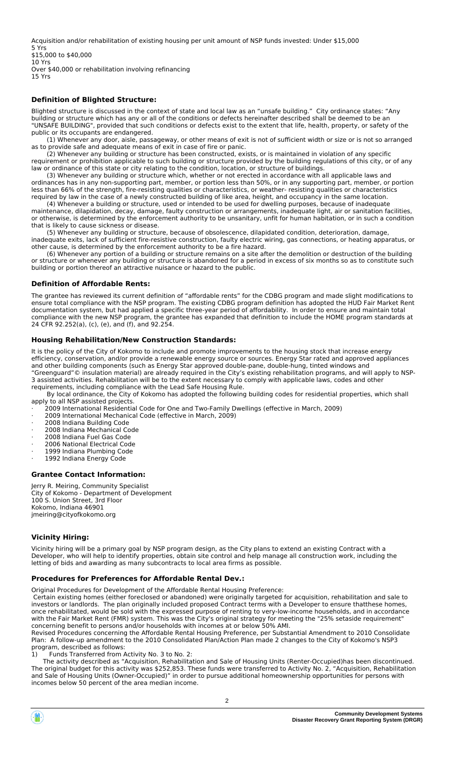Acquisition and/or rehabilitation of existing housing per unit amount of NSP funds invested: Under $15,000
5 Yrs
$15,000 to $40,000
10 Yrs
Over $40,000 or rehabilitation involving refinancing
15 Yrs

### Definition of Blighted Structure:

Blighted structure is discussed in the context of state and local law as an "unsafe building." City ordinance states: "Any building or structure which has any or all of the conditions or defects hereinafter described shall be deemed to be an "UNSAFE BUILDING", provided that such conditions or defects exist to the extent that life, health, property, or safety of the public or its occupants are endangered.

(1) Whenever any door, aisle, passageway, or other means of exit is not of sufficient width or size or is not so arranged as to provide safe and adequate means of exit in case of fire or panic.

(2) Whenever any building or structure has been constructed, exists, or is maintained in violation of any specific requirement or prohibition applicable to such building or structure provided by the building regulations of this city, or of any law or ordinance of this state or city relating to the condition, location, or structure of buildings.

(3) Whenever any building or structure which, whether or not erected in accordance with all applicable laws and ordinances has in any non-supporting part, member, or portion less than 50%, or in any supporting part, member, or portion less than 66% of the strength, fire-resisting qualities or characteristics, or weather- resisting qualities or characteristics required by law in the case of a newly constructed building of like area, height, and occupancy in the same location.

(4) Whenever a building or structure, used or intended to be used for dwelling purposes, because of inadequate maintenance, dilapidation, decay, damage, faulty construction or arrangements, inadequate light, air or sanitation facilities, or otherwise, is determined by the enforcement authority to be unsanitary, unfit for human habitation, or in such a condition that is likely to cause sickness or disease.

(5) Whenever any building or structure, because of obsolescence, dilapidated condition, deterioration, damage, inadequate exits, lack of sufficient fire-resistive construction, faulty electric wiring, gas connections, or heating apparatus, or other cause, is determined by the enforcement authority to be a fire hazard.

(6) Whenever any portion of a building or structure remains on a site after the demolition or destruction of the building or structure or whenever any building or structure is abandoned for a period in excess of six months so as to constitute such building or portion thereof an attractive nuisance or hazard to the public.

### Definition of Affordable Rents:

The grantee has reviewed its current definition of "affordable rents" for the CDBG program and made slight modifications to ensure total compliance with the NSP program. The existing CDBG program definition has adopted the HUD Fair Market Rent documentation system, but had applied a specific three-year period of affordability. In order to ensure and maintain total compliance with the new NSP program, the grantee has expanded that definition to include the HOME program standards at 24 CFR 92.252(a), (c), (e), and (f), and 92.254.

### Housing Rehabilitation/New Construction Standards:

It is the policy of the City of Kokomo to include and promote improvements to the housing stock that increase energy efficiency, conservation, and/or provide a renewable energy source or sources. Energy Star rated and approved appliances and other building components (such as Energy Star approved double-pane, double-hung, tinted windows and "Greenguard"© insulation material) are already required in the City's existing rehabilitation programs, and will apply to NSP-3 assisted activities. Rehabilitation will be to the extent necessary to comply with applicable laws, codes and other requirements, including compliance with the Lead Safe Housing Rule.

By local ordinance, the City of Kokomo has adopted the following building codes for residential properties, which shall apply to all NSP assisted projects.

- 2009 International Residential Code for One and Two-Family Dwellings (effective in March, 2009)
- 2009 International Mechanical Code (effective in March, 2009)
- 2008 Indiana Building Code
- 2008 Indiana Mechanical Code
- 2008 Indiana Fuel Gas Code
- 2006 National Electrical Code
- 1999 Indiana Plumbing Code
- 1992 Indiana Energy Code

### Grantee Contact Information:

Jerry R. Meiring, Community Specialist
City of Kokomo - Department of Development
100 S. Union Street, 3rd Floor
Kokomo, Indiana 46901
jmeiring@cityofkokomo.org

### Vicinity Hiring:

Vicinity hiring will be a primary goal by NSP program design, as the City plans to extend an existing Contract with a Developer, who will help to identify properties, obtain site control and help manage all construction work, including the letting of bids and awarding as many subcontracts to local area firms as possible.

### Procedures for Preferences for Affordable Rental Dev.:

Original Procedures for Development of the Affordable Rental Housing Preference:
Certain existing homes (either foreclosed or abandoned) were originally targeted for acquisition, rehabilitation and sale to investors or landlords. The plan originally included proposed Contract terms with a Developer to ensure thatthese homes, once rehabilitated, would be sold with the expressed purpose of renting to very-low-income households, and in accordance with the Fair Market Rent (FMR) system. This was the City's original strategy for meeting the "25% setaside requirement" concerning benefit to persons and/or households with incomes at or below 50% AMI.
Revised Procedures concerning the Affordable Rental Housing Preference, per Substantial Amendment to 2010 Consolidate Plan: A follow-up amendment to the 2010 Consolidated Plan/Action Plan made 2 changes to the City of Kokomo's NSP3 program, described as follows:
1) Funds Transferred from Activity No. 3 to No. 2:
The activity described as "Acquisition, Rehabilitation and Sale of Housing Units (Renter-Occupied)has been discontinued. The original budget for this activity was $252,853. These funds were transferred to Activity No. 2, "Acquisition, Rehabilitation and Sale of Housing Units (Owner-Occupied)" in order to pursue additional homeownership opportunities for persons with incomes below 50 percent of the area median income.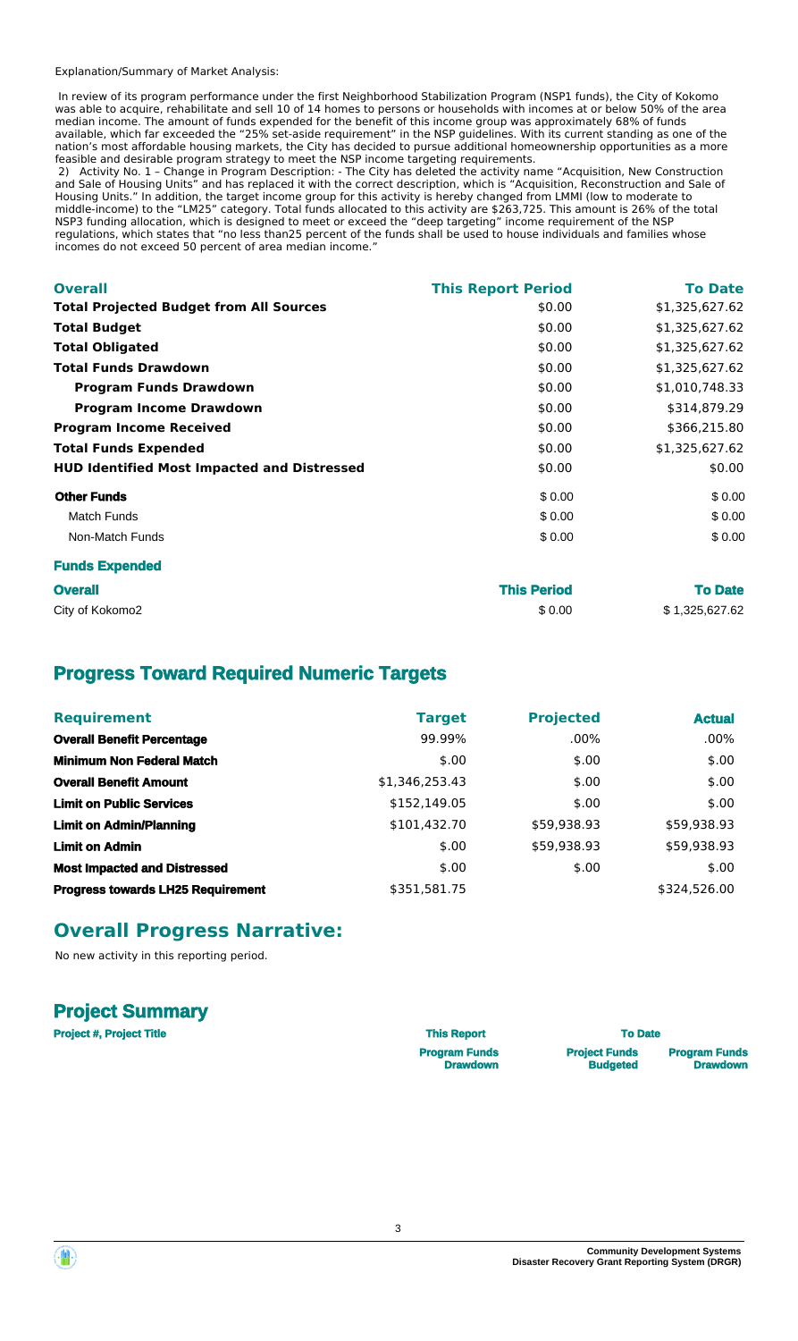Explanation/Summary of Market Analysis:

In review of its program performance under the first Neighborhood Stabilization Program (NSP1 funds), the City of Kokomo was able to acquire, rehabilitate and sell 10 of 14 homes to persons or households with incomes at or below 50% of the area median income. The amount of funds expended for the benefit of this income group was approximately 68% of funds available, which far exceeded the "25% set-aside requirement" in the NSP guidelines. With its current standing as one of the nation's most affordable housing markets, the City has decided to pursue additional homeownership opportunities as a more feasible and desirable program strategy to meet the NSP income targeting requirements.

2) Activity No. 1 – Change in Program Description: - The City has deleted the activity name "Acquisition, New Construction and Sale of Housing Units" and has replaced it with the correct description, which is "Acquisition, Reconstruction and Sale of Housing Units." In addition, the target income group for this activity is hereby changed from LMMI (low to moderate to middle-income) to the "LM25" category. Total funds allocated to this activity are $263,725. This amount is 26% of the total NSP3 funding allocation, which is designed to meet or exceed the "deep targeting" income requirement of the NSP regulations, which states that "no less than25 percent of the funds shall be used to house individuals and families whose incomes do not exceed 50 percent of area median income."

| Overall | This Report Period | To Date |
|---|---|---|
| **Total Projected Budget from All Sources** | $0.00 | $1,325,627.62 |
| **Total Budget** | $0.00 | $1,325,627.62 |
| **Total Obligated** | $0.00 | $1,325,627.62 |
| **Total Funds Drawdown** | $0.00 | $1,325,627.62 |
| **Program Funds Drawdown** | $0.00 | $1,010,748.33 |
| **Program Income Drawdown** | $0.00 | $314,879.29 |
| **Program Income Received** | $0.00 | $366,215.80 |
| **Total Funds Expended** | $0.00 | $1,325,627.62 |
| **HUD Identified Most Impacted and Distressed** | $0.00 | $0.00 |
| **Other Funds** | $ 0.00 | $ 0.00 |
| Match Funds | $ 0.00 | $ 0.00 |
| Non-Match Funds | $ 0.00 | $ 0.00 |

**Funds Expended**

| Overall | This Period | To Date |
|---|---|---|
| City of Kokomo2 | $ 0.00 | $ 1,325,627.62 |

## Progress Toward Required Numeric Targets

| Requirement | Target | Projected | Actual |
|---|---|---|---|
| **Overall Benefit Percentage** | 99.99% | .00% | .00% |
| **Minimum Non Federal Match** | $.00 | $.00 | $.00 |
| **Overall Benefit Amount** | $1,346,253.43 | $.00 | $.00 |
| **Limit on Public Services** | $152,149.05 | $.00 | $.00 |
| **Limit on Admin/Planning** | $101,432.70 | $59,938.93 | $59,938.93 |
| **Limit on Admin** | $.00 | $59,938.93 | $59,938.93 |
| **Most Impacted and Distressed** | $.00 | $.00 | $.00 |
| **Progress towards LH25 Requirement** | $351,581.75 | | $324,526.00 |

## Overall Progress Narrative:

No new activity in this reporting period.

## Project Summary

| Project #, Project Title | This Report | To Date | |
|---|---|---|---|
| | Program Funds Drawdown | Project Funds Budgeted | Program Funds Drawdown |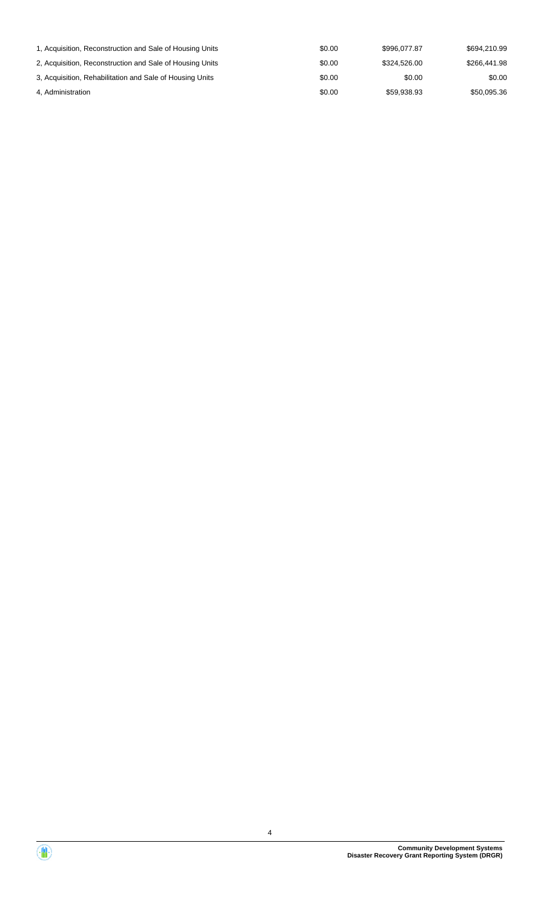| | | | |
|---|---|---|---|
| 1, Acquisition, Reconstruction and Sale of Housing Units | $0.00 | $996,077.87 | $694,210.99 |
| 2, Acquisition, Reconstruction and Sale of Housing Units | $0.00 | $324,526.00 | $266,441.98 |
| 3, Acquisition, Rehabilitation and Sale of Housing Units | $0.00 | $0.00 | $0.00 |
| 4, Administration | $0.00 | $59,938.93 | $50,095.36 |